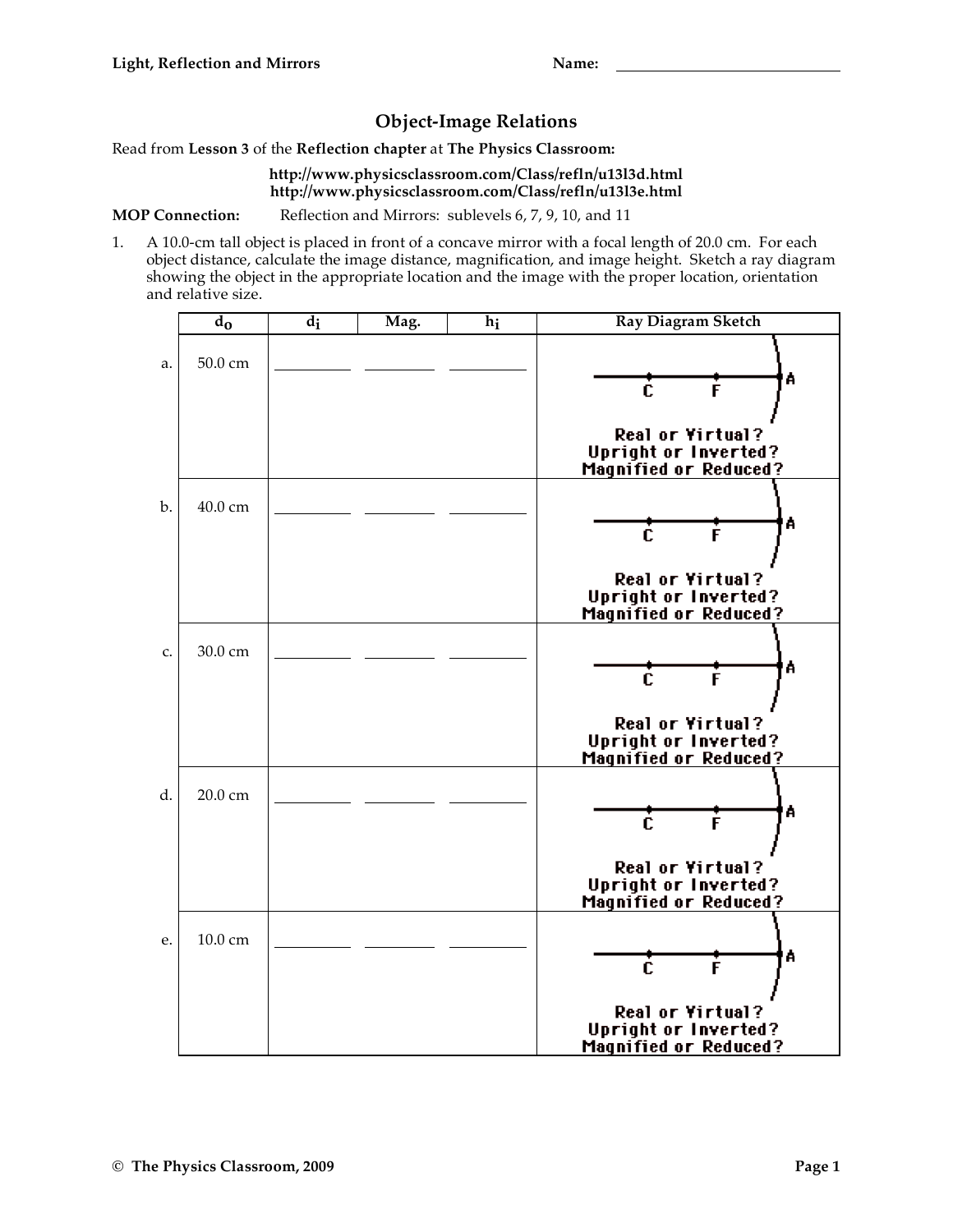**Light, Reflection and Mirrors** **Name:** ____________________

# Object-Image Relations

Read from **Lesson 3** of the **Reflection chapter** at **The Physics Classroom:**

**http://www.physicsclassroom.com/Class/refln/u13l3d.html**
**http://www.physicsclassroom.com/Class/refln/u13l3e.html**

**MOP Connection:** Reflection and Mirrors: sublevels 6, 7, 9, 10, and 11

1. A 10.0-cm tall object is placed in front of a concave mirror with a focal length of 20.0 cm. For each object distance, calculate the image distance, magnification, and image height. Sketch a ray diagram showing the object in the appropriate location and the image with the proper location, orientation and relative size.

| | $d_o$ | $d_i$ | Mag. | $h_i$ | Ray Diagram Sketch |
|---|---|---|---|---|---|
| a. | 50.0 cm | ________ | ________ | ________ | C F A<br>Real or Virtual?<br>Upright or Inverted?<br>Magnified or Reduced? |
| b. | 40.0 cm | ________ | ________ | ________ | C F A<br>Real or Virtual?<br>Upright or Inverted?<br>Magnified or Reduced? |
| c. | 30.0 cm | ________ | ________ | ________ | C F A<br>Real or Virtual?<br>Upright or Inverted?<br>Magnified or Reduced? |
| d. | 20.0 cm | ________ | ________ | ________ | C F A<br>Real or Virtual?<br>Upright or Inverted?<br>Magnified or Reduced? |
| e. | 10.0 cm | ________ | ________ | ________ | C F A<br>Real or Virtual?<br>Upright or Inverted?<br>Magnified or Reduced? |

© The Physics Classroom, 2009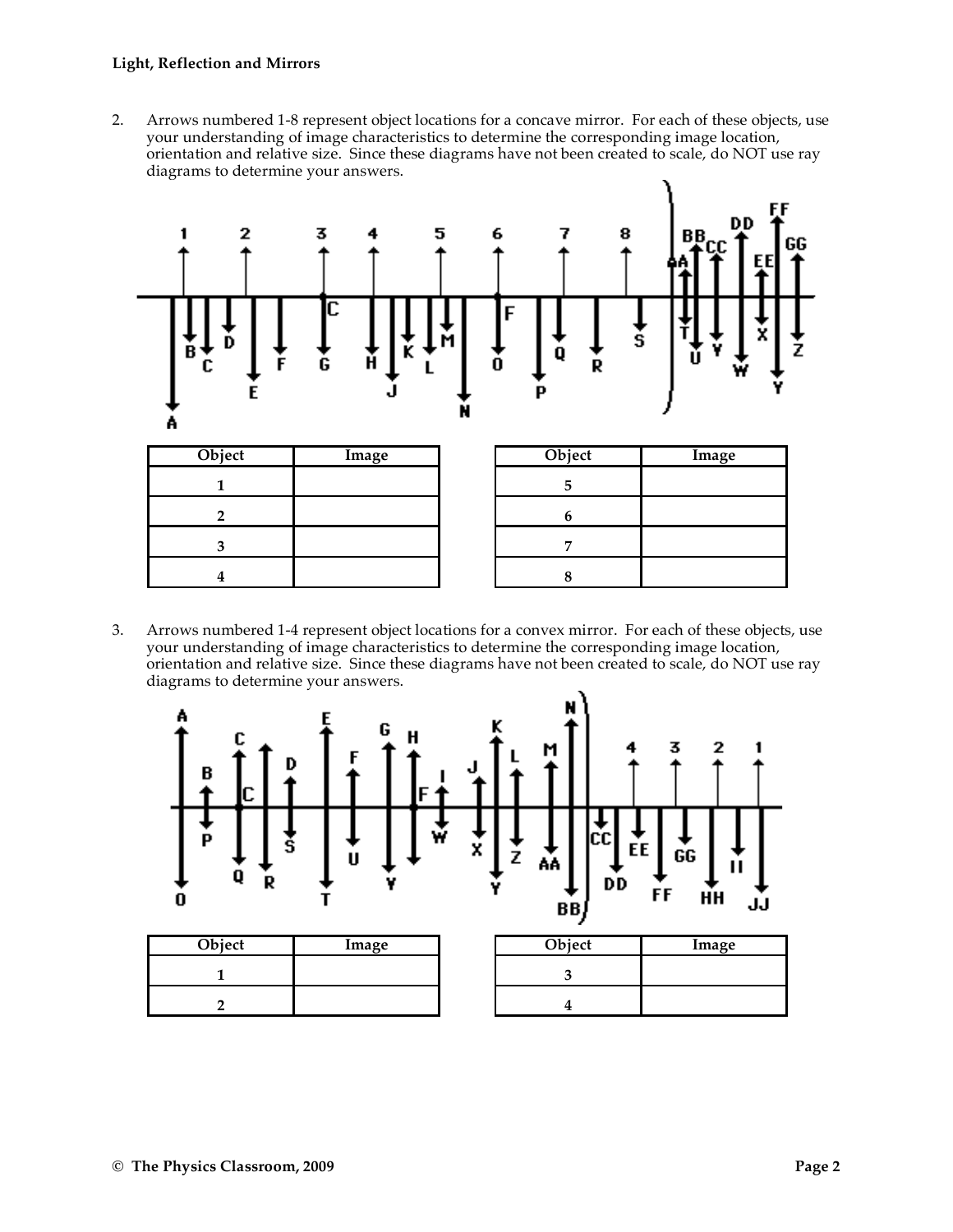**Light, Reflection and Mirrors**

2. Arrows numbered 1-8 represent object locations for a concave mirror. For each of these objects, use your understanding of image characteristics to determine the corresponding image location, orientation and relative size. Since these diagrams have not been created to scale, do NOT use ray diagrams to determine your answers.

1 2 3 4 5 6 7 8 AA BB CC DD EE FF GG

A B C D E F G C H J K L M N O F P Q R S T U V W X Y Z

| Object | Image |
|---|---|
| 1 | |
| 2 | |
| 3 | |
| 4 | |

| Object | Image |
|---|---|
| 5 | |
| 6 | |
| 7 | |
| 8 | |

3. Arrows numbered 1-4 represent object locations for a convex mirror. For each of these objects, use your understanding of image characteristics to determine the corresponding image location, orientation and relative size. Since these diagrams have not been created to scale, do NOT use ray diagrams to determine your answers.

A B C C D E F G H F I J K L M N 4 3 2 1

O P Q R S T U V W X Y Z AA BB CC DD EE FF GG HH II JJ

| Object | Image |
|---|---|
| 1 | |
| 2 | |

| Object | Image |
|---|---|
| 3 | |
| 4 | |

© The Physics Classroom, 2009